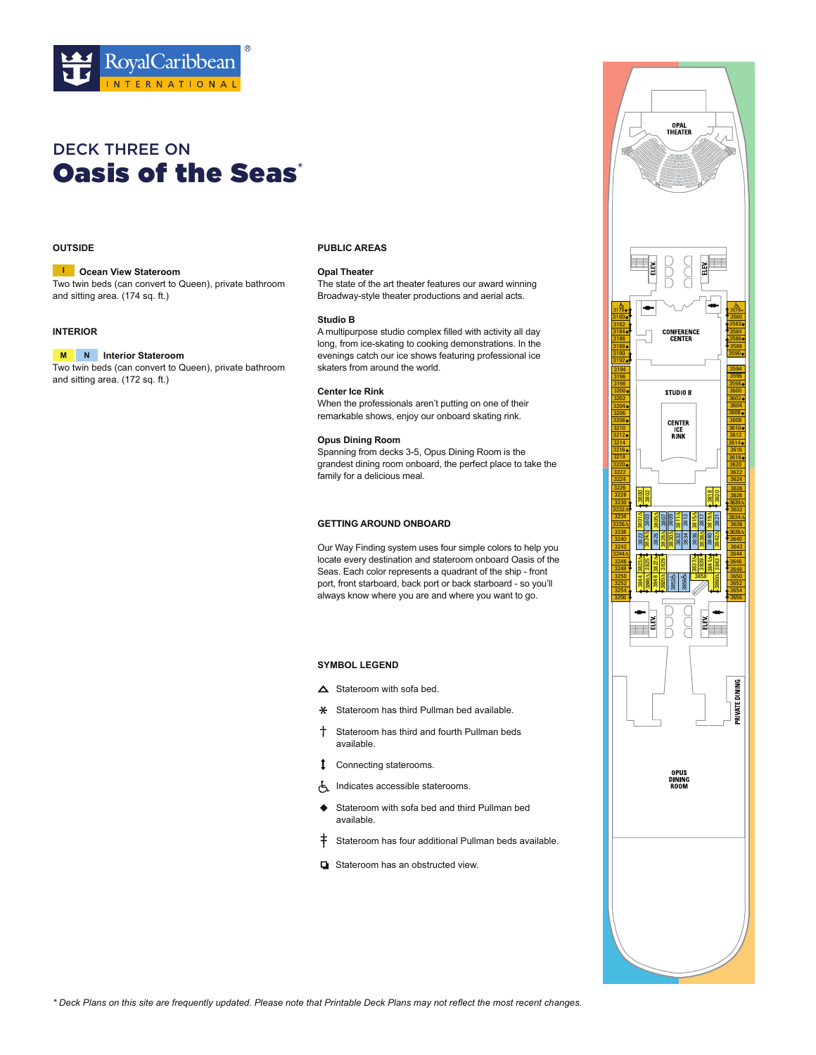# DECK THREE ON
# Oasis of the Seas®

## OUTSIDE

**I** **Ocean View Stateroom**
Two twin beds (can convert to Queen), private bathroom and sitting area. (174 sq. ft.)

## INTERIOR

**M** **N** **Interior Stateroom**
Two twin beds (can convert to Queen), private bathroom and sitting area. (172 sq. ft.)

## PUBLIC AREAS

**Opal Theater**
The state of the art theater features our award winning Broadway-style theater productions and aerial acts.

**Studio B**
A multipurpose studio complex filled with activity all day long, from ice-skating to cooking demonstrations. In the evenings catch our ice shows featuring professional ice skaters from around the world.

**Center Ice Rink**
When the professionals aren't putting on one of their remarkable shows, enjoy our onboard skating rink.

**Opus Dining Room**
Spanning from decks 3-5, Opus Dining Room is the grandest dining room onboard, the perfect place to take the family for a delicious meal.

## GETTING AROUND ONBOARD

Our Way Finding system uses four simple colors to help you locate every destination and stateroom onboard Oasis of the Seas. Each color represents a quadrant of the ship - front port, front starboard, back port or back starboard - so you'll always know where you are and where you want to go.

## SYMBOL LEGEND

- △ Stateroom with sofa bed.
- ⁎ Stateroom has third Pullman bed available.
- † Stateroom has third and fourth Pullman beds available.
- ↕ Connecting staterooms.
- ♿ Indicates accessible staterooms.
- ◆ Stateroom with sofa bed and third Pullman bed available.
- ‡ Stateroom has four additional Pullman beds available.
- ❏ Stateroom has an obstructed view.

*\* Deck Plans on this site are frequently updated. Please note that Printable Deck Plans may not reflect the most recent changes.*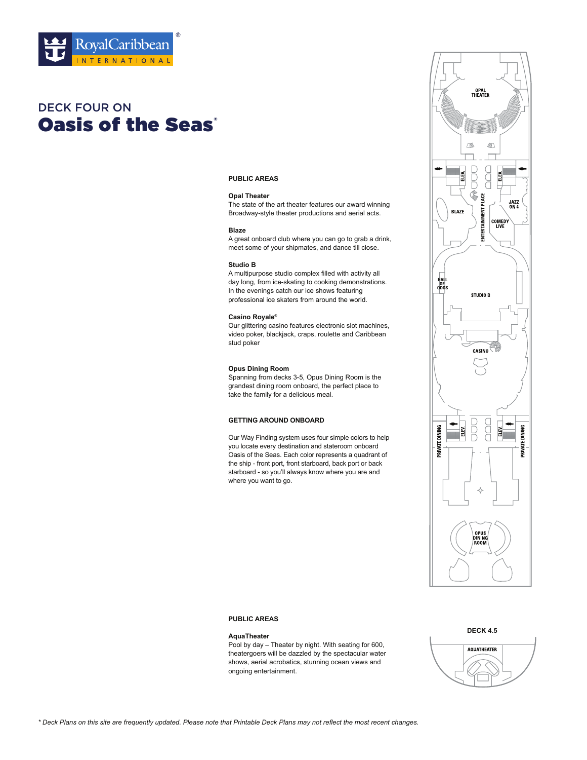Royal Caribbean INTERNATIONAL

## DECK FOUR ON

# Oasis of the Seas®

### PUBLIC AREAS

**Opal Theater**
The state of the art theater features our award winning Broadway-style theater productions and aerial acts.

**Blaze**
A great onboard club where you can go to grab a drink, meet some of your shipmates, and dance till close.

**Studio B**
A multipurpose studio complex filled with activity all day long, from ice-skating to cooking demonstrations. In the evenings catch our ice shows featuring professional ice skaters from around the world.

**Casino Royale®**
Our glittering casino features electronic slot machines, video poker, blackjack, craps, roulette and Caribbean stud poker

**Opus Dining Room**
Spanning from decks 3-5, Opus Dining Room is the grandest dining room onboard, the perfect place to take the family for a delicious meal.

### GETTING AROUND ONBOARD

Our Way Finding system uses four simple colors to help you locate every destination and stateroom onboard Oasis of the Seas. Each color represents a quadrant of the ship - front port, front starboard, back port or back starboard - so you'll always know where you are and where you want to go.

OPAL THEATER

ELEV. ELEV.

BLAZE

ENTERTAINMENT PLACE

JAZZ ON 4

COMEDY LIVE

HALL OF ODDS

STUDIO B

CASINO

PRIVATE DINING ELEV. ELEV. PRIVATE DINING

OPUS DINING ROOM

### PUBLIC AREAS

**AquaTheater**
Pool by day – Theater by night. With seating for 600, theatergoers will be dazzled by the spectacular water shows, aerial acrobatics, stunning ocean views and ongoing entertainment.

DECK 4.5

AQUATHEATER

*\* Deck Plans on this site are frequently updated. Please note that Printable Deck Plans may not reflect the most recent changes.*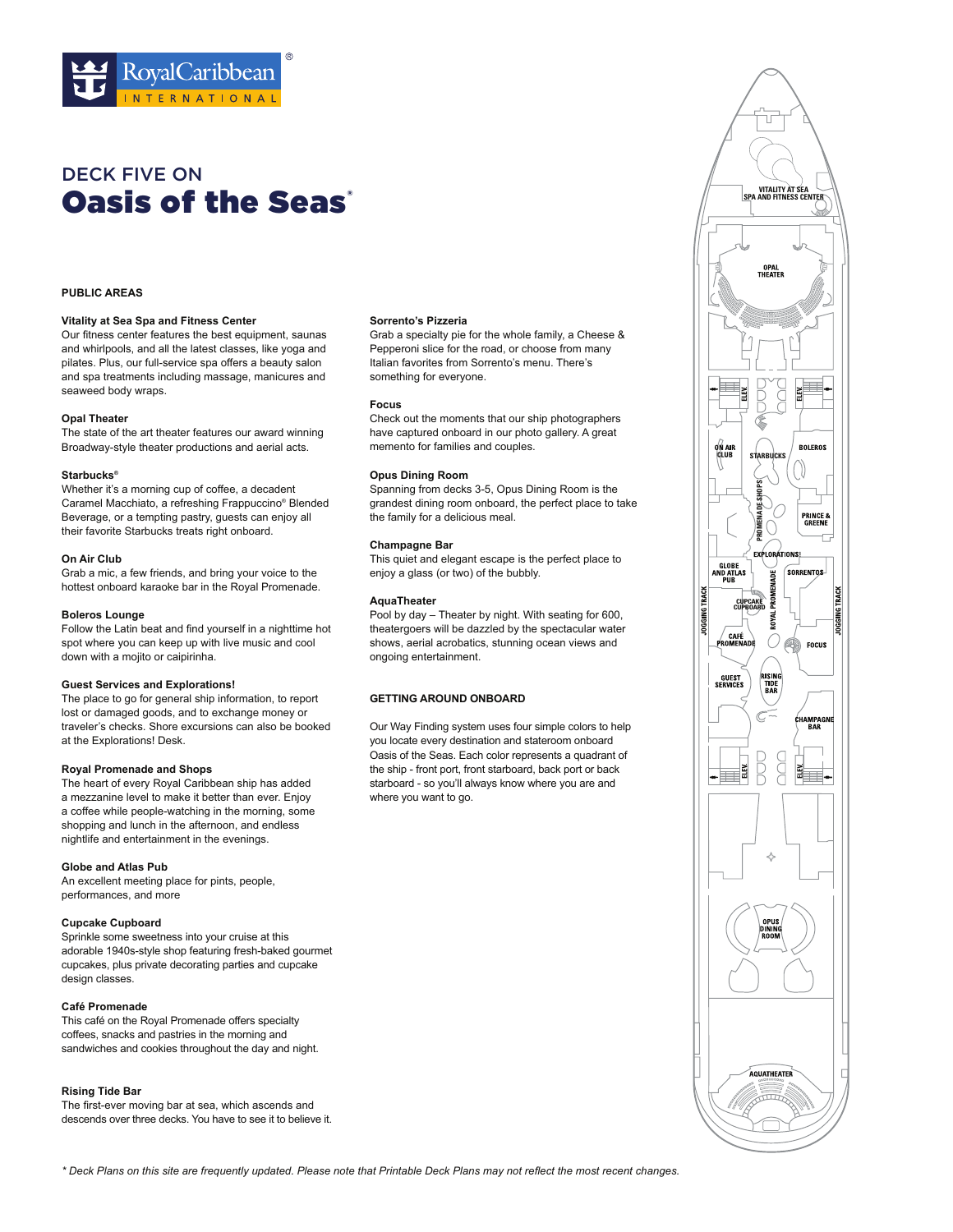# DECK FIVE ON

# Oasis of the Seas®

## PUBLIC AREAS

### Vitality at Sea Spa and Fitness Center

Our fitness center features the best equipment, saunas and whirlpools, and all the latest classes, like yoga and pilates. Plus, our full-service spa offers a beauty salon and spa treatments including massage, manicures and seaweed body wraps.

### Opal Theater

The state of the art theater features our award winning Broadway-style theater productions and aerial acts.

### Starbucks®

Whether it's a morning cup of coffee, a decadent Caramel Macchiato, a refreshing Frappuccino® Blended Beverage, or a tempting pastry, guests can enjoy all their favorite Starbucks treats right onboard.

### On Air Club

Grab a mic, a few friends, and bring your voice to the hottest onboard karaoke bar in the Royal Promenade.

### Boleros Lounge

Follow the Latin beat and find yourself in a nighttime hot spot where you can keep up with live music and cool down with a mojito or caipirinha.

### Guest Services and Explorations!

The place to go for general ship information, to report lost or damaged goods, and to exchange money or traveler's checks. Shore excursions can also be booked at the Explorations! Desk.

### Royal Promenade and Shops

The heart of every Royal Caribbean ship has added a mezzanine level to make it better than ever. Enjoy a coffee while people-watching in the morning, some shopping and lunch in the afternoon, and endless nightlife and entertainment in the evenings.

### Globe and Atlas Pub

An excellent meeting place for pints, people, performances, and more

### Cupcake Cupboard

Sprinkle some sweetness into your cruise at this adorable 1940s-style shop featuring fresh-baked gourmet cupcakes, plus private decorating parties and cupcake design classes.

### Café Promenade

This café on the Royal Promenade offers specialty coffees, snacks and pastries in the morning and sandwiches and cookies throughout the day and night.

### Rising Tide Bar

The first-ever moving bar at sea, which ascends and descends over three decks. You have to see it to believe it.

### Sorrento's Pizzeria

Grab a specialty pie for the whole family, a Cheese & Pepperoni slice for the road, or choose from many Italian favorites from Sorrento's menu. There's something for everyone.

### Focus

Check out the moments that our ship photographers have captured onboard in our photo gallery. A great memento for families and couples.

### Opus Dining Room

Spanning from decks 3-5, Opus Dining Room is the grandest dining room onboard, the perfect place to take the family for a delicious meal.

### Champagne Bar

This quiet and elegant escape is the perfect place to enjoy a glass (or two) of the bubbly.

### AquaTheater

Pool by day – Theater by night. With seating for 600, theatergoers will be dazzled by the spectacular water shows, aerial acrobatics, stunning ocean views and ongoing entertainment.

## GETTING AROUND ONBOARD

Our Way Finding system uses four simple colors to help you locate every destination and stateroom onboard Oasis of the Seas. Each color represents a quadrant of the ship - front port, front starboard, back port or back starboard - so you'll always know where you are and where you want to go.

VITALITY AT SEA SPA AND FITNESS CENTER

OPAL THEATER

ELEV. ELEV.

ON AIR CLUB

STARBUCKS

BOLEROS

PROMENADE SHOPS

PRINCE & GREENE

EXPLORATIONS!

GLOBE AND ATLAS PUB

SORRENTOS

JOGGING TRACK

ROYAL PROMENADE

JOGGING TRACK

CUPCAKE CUPBOARD

CAFÉ PROMENADE

FOCUS

GUEST SERVICES

RISING TIDE BAR

CHAMPAGNE BAR

ELEV. ELEV.

OPUS DINING ROOM

AQUATHEATER

*\* Deck Plans on this site are frequently updated. Please note that Printable Deck Plans may not reflect the most recent changes.*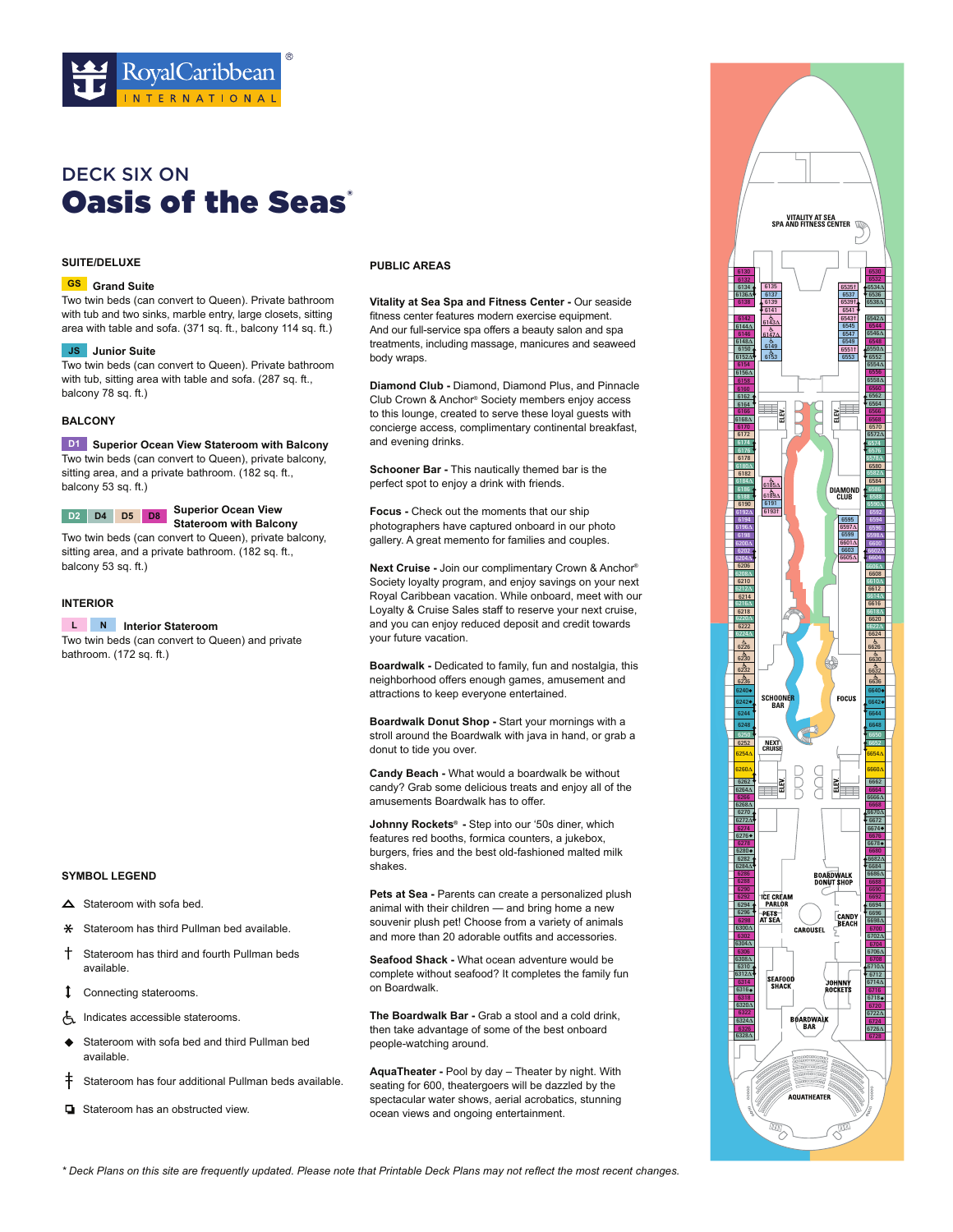# DECK SIX ON

# Oasis of the Seas®

## SUITE/DELUXE

**GS** **Grand Suite**
Two twin beds (can convert to Queen). Private bathroom with tub and two sinks, marble entry, large closets, sitting area with table and sofa. (371 sq. ft., balcony 114 sq. ft.)

**JS** **Junior Suite**
Two twin beds (can convert to Queen). Private bathroom with tub, sitting area with table and sofa. (287 sq. ft., balcony 78 sq. ft.)

## BALCONY

**D1** **Superior Ocean View Stateroom with Balcony**
Two twin beds (can convert to Queen), private balcony, sitting area, and a private bathroom. (182 sq. ft., balcony 53 sq. ft.)

**D2** **D4** **D5** **D8** **Superior Ocean View Stateroom with Balcony**
Two twin beds (can convert to Queen), private balcony, sitting area, and a private bathroom. (182 sq. ft., balcony 53 sq. ft.)

## INTERIOR

**L** **N** **Interior Stateroom**
Two twin beds (can convert to Queen) and private bathroom. (172 sq. ft.)

## SYMBOL LEGEND

- △ Stateroom with sofa bed.
- ✱ Stateroom has third Pullman bed available.
- † Stateroom has third and fourth Pullman beds available.
- ↕ Connecting staterooms.
- ♿ Indicates accessible staterooms.
- ◆ Stateroom with sofa bed and third Pullman bed available.
- ǂ Stateroom has four additional Pullman beds available.
- ❏ Stateroom has an obstructed view.

## PUBLIC AREAS

**Vitality at Sea Spa and Fitness Center -** Our seaside fitness center features modern exercise equipment. And our full-service spa offers a beauty salon and spa treatments, including massage, manicures and seaweed body wraps.

**Diamond Club -** Diamond, Diamond Plus, and Pinnacle Club Crown & Anchor® Society members enjoy access to this lounge, created to serve these loyal guests with concierge access, complimentary continental breakfast, and evening drinks.

**Schooner Bar -** This nautically themed bar is the perfect spot to enjoy a drink with friends.

**Focus -** Check out the moments that our ship photographers have captured onboard in our photo gallery. A great memento for families and couples.

**Next Cruise -** Join our complimentary Crown & Anchor® Society loyalty program, and enjoy savings on your next Royal Caribbean vacation. While onboard, meet with our Loyalty & Cruise Sales staff to reserve your next cruise, and you can enjoy reduced deposit and credit towards your future vacation.

**Boardwalk -** Dedicated to family, fun and nostalgia, this neighborhood offers enough games, amusement and attractions to keep everyone entertained.

**Boardwalk Donut Shop -** Start your mornings with a stroll around the Boardwalk with java in hand, or grab a donut to tide you over.

**Candy Beach -** What would a boardwalk be without candy? Grab some delicious treats and enjoy all of the amusements Boardwalk has to offer.

**Johnny Rockets® -** Step into our '50s diner, which features red booths, formica counters, a jukebox, burgers, fries and the best old-fashioned malted milk shakes.

**Pets at Sea -** Parents can create a personalized plush animal with their children — and bring home a new souvenir plush pet! Choose from a variety of animals and more than 20 adorable outfits and accessories.

**Seafood Shack -** What ocean adventure would be complete without seafood? It completes the family fun on Boardwalk.

**The Boardwalk Bar -** Grab a stool and a cold drink, then take advantage of some of the best onboard people-watching around.

**AquaTheater -** Pool by day – Theater by night. With seating for 600, theatergoers will be dazzled by the spectacular water shows, aerial acrobatics, stunning ocean views and ongoing entertainment.

*\* Deck Plans on this site are frequently updated. Please note that Printable Deck Plans may not reflect the most recent changes.*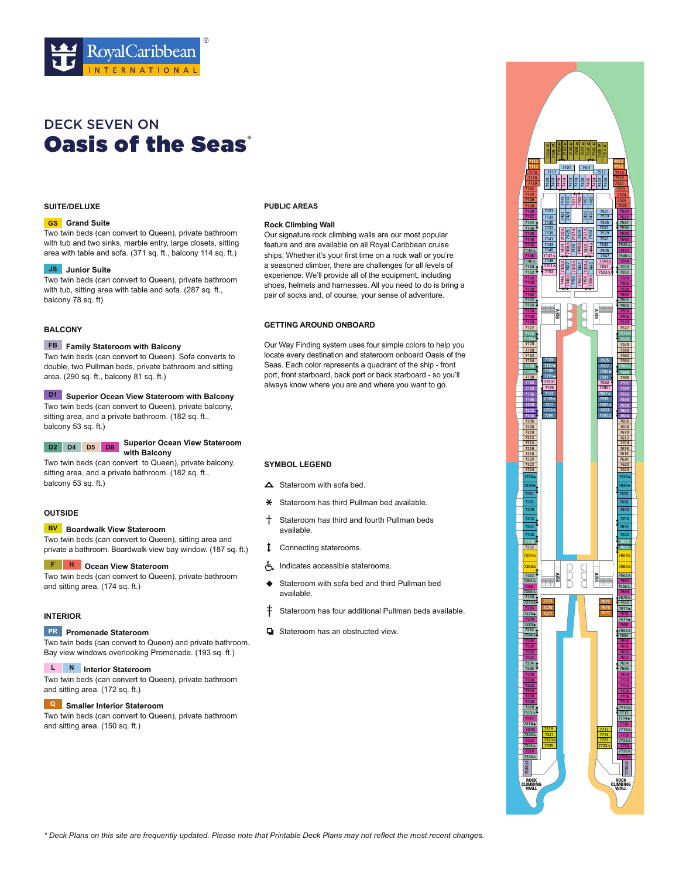# DECK SEVEN ON
# Oasis of the Seas®

## SUITE/DELUXE

**GS Grand Suite**
Two twin beds (can convert to Queen), private bathroom with tub and two sinks, marble entry, large closets, sitting area with table and sofa. (371 sq. ft., balcony 114 sq. ft.)

**JS Junior Suite**
Two twin beds (can convert to Queen), private bathroom with tub, sitting area with table and sofa. (287 sq. ft., balcony 78 sq. ft)

## BALCONY

**FB Family Stateroom with Balcony**
Two twin beds (can convert to Queen). Sofa converts to double, two Pullman beds, private bathroom and sitting area. (290 sq. ft., balcony 81 sq. ft.)

**D1 Superior Ocean View Stateroom with Balcony**
Two twin beds (can convert to Queen), private balcony, sitting area, and a private bathroom. (182 sq. ft., balcony 53 sq. ft.)

**D2 D4 D5 D8 Superior Ocean View Stateroom with Balcony**
Two twin beds (can convert to Queen), private balcony, sitting area, and a private bathroom. (182 sq. ft., balcony 53 sq. ft.)

## OUTSIDE

**BV Boardwalk View Stateroom**
Two twin beds (can convert to Queen), sitting area and private a bathroom. Boardwalk view bay window. (187 sq. ft.)

**F H Ocean View Stateroom**
Two twin beds (can convert to Queen), private bathroom and sitting area. (174 sq. ft.)

## INTERIOR

**PR Promenade Stateroom**
Two twin beds (can convert to Queen) and private bathroom. Bay view windows overlooking Promenade. (193 sq. ft.)

**L N Interior Stateroom**
Two twin beds (can convert to Queen), private bathroom and sitting area. (172 sq. ft.)

**Q Smaller Interior Stateroom**
Two twin beds (can convert to Queen), private bathroom and sitting area. (150 sq. ft.)

## PUBLIC AREAS

**Rock Climbing Wall**
Our signature rock climbing walls are our most popular feature and are available on all Royal Caribbean cruise ships. Whether it's your first time on a rock wall or you're a seasoned climber, there are challenges for all levels of experience. We'll provide all of the equipment, including shoes, helmets and harnesses. All you need to do is bring a pair of socks and, of course, your sense of adventure.

## GETTING AROUND ONBOARD

Our Way Finding system uses four simple colors to help you locate every destination and stateroom onboard Oasis of the Seas. Each color represents a quadrant of the ship - front port, front starboard, back port or back starboard - so you'll always know where you are and where you want to go.

## SYMBOL LEGEND

- △ Stateroom with sofa bed.
- ✳ Stateroom has third Pullman bed available.
- † Stateroom has third and fourth Pullman beds available.
- ↕ Connecting staterooms.
- ♿ Indicates accessible staterooms.
- ◆ Stateroom with sofa bed and third Pullman bed available.
- ‡ Stateroom has four additional Pullman beds available.
- ◘ Stateroom has an obstructed view.

*\* Deck Plans on this site are frequently updated. Please note that Printable Deck Plans may not reflect the most recent changes.*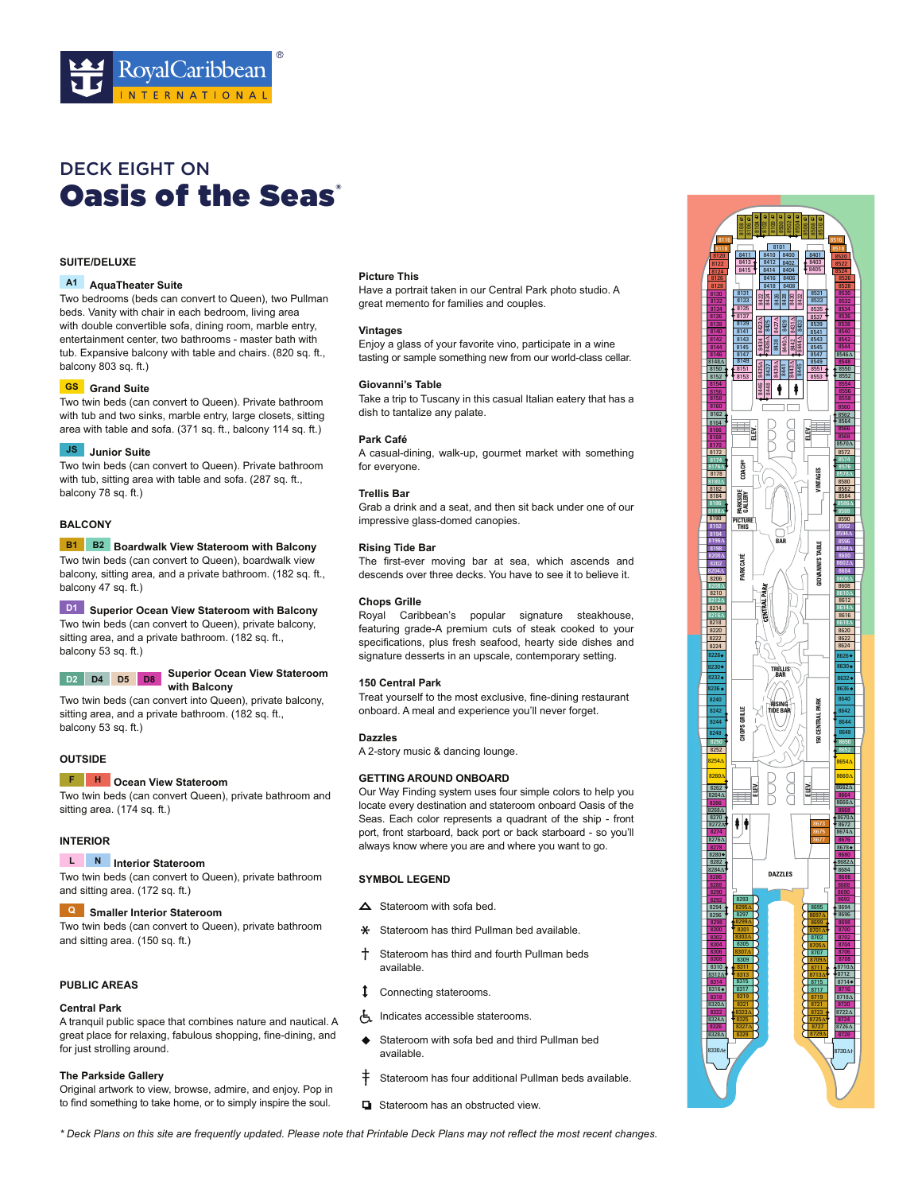# DECK EIGHT ON

# Oasis of the Seas®

## SUITE/DELUXE

**A1** **AquaTheater Suite**

Two bedrooms (beds can convert to Queen), two Pullman beds. Vanity with chair in each bedroom, living area with double convertible sofa, dining room, marble entry, entertainment center, two bathrooms - master bath with tub. Expansive balcony with table and chairs. (820 sq. ft., balcony 803 sq. ft.)

**GS** **Grand Suite**

Two twin beds (can convert to Queen). Private bathroom with tub and two sinks, marble entry, large closets, sitting area with table and sofa. (371 sq. ft., balcony 114 sq. ft.)

**JS** **Junior Suite**

Two twin beds (can convert to Queen). Private bathroom with tub, sitting area with table and sofa. (287 sq. ft., balcony 78 sq. ft.)

## BALCONY

**B1** **B2** **Boardwalk View Stateroom with Balcony**

Two twin beds (can convert to Queen), boardwalk view balcony, sitting area, and a private bathroom. (182 sq. ft., balcony 47 sq. ft.)

**D1** **Superior Ocean View Stateroom with Balcony**

Two twin beds (can convert to Queen), private balcony, sitting area, and a private bathroom. (182 sq. ft., balcony 53 sq. ft.)

**D2** **D4** **D5** **D8** **Superior Ocean View Stateroom with Balcony**

Two twin beds (can convert into Queen), private balcony, sitting area, and a private bathroom. (182 sq. ft., balcony 53 sq. ft.)

## OUTSIDE

**F** **H** **Ocean View Stateroom**

Two twin beds (can convert Queen), private bathroom and sitting area. (174 sq. ft.)

## INTERIOR

**L** **N** **Interior Stateroom**

Two twin beds (can convert to Queen), private bathroom and sitting area. (172 sq. ft.)

**Q** **Smaller Interior Stateroom**

Two twin beds (can convert to Queen), private bathroom and sitting area. (150 sq. ft.)

## PUBLIC AREAS

**Central Park**

A tranquil public space that combines nature and nautical. A great place for relaxing, fabulous shopping, fine-dining, and for just strolling around.

**The Parkside Gallery**

Original artwork to view, browse, admire, and enjoy. Pop in to find something to take home, or to simply inspire the soul.

**Picture This**

Have a portrait taken in our Central Park photo studio. A great memento for families and couples.

**Vintages**

Enjoy a glass of your favorite vino, participate in a wine tasting or sample something new from our world-class cellar.

**Giovanni's Table**

Take a trip to Tuscany in this casual Italian eatery that has a dish to tantalize any palate.

**Park Café**

A casual-dining, walk-up, gourmet market with something for everyone.

**Trellis Bar**

Grab a drink and a seat, and then sit back under one of our impressive glass-domed canopies.

**Rising Tide Bar**

The first-ever moving bar at sea, which ascends and descends over three decks. You have to see it to believe it.

**Chops Grille**

Royal Caribbean's popular signature steakhouse, featuring grade-A premium cuts of steak cooked to your specifications, plus fresh seafood, hearty side dishes and signature desserts in an upscale, contemporary setting.

**150 Central Park**

Treat yourself to the most exclusive, fine-dining restaurant onboard. A meal and experience you'll never forget.

**Dazzles**

A 2-story music & dancing lounge.

## GETTING AROUND ONBOARD

Our Way Finding system uses four simple colors to help you locate every destination and stateroom onboard Oasis of the Seas. Each color represents a quadrant of the ship - front port, front starboard, back port or back starboard - so you'll always know where you are and where you want to go.

## SYMBOL LEGEND

- △ Stateroom with sofa bed.
- ✱ Stateroom has third Pullman bed available.
- † Stateroom has third and fourth Pullman beds available.
- ↕ Connecting staterooms.
- ♿ Indicates accessible staterooms.
- ◆ Stateroom with sofa bed and third Pullman bed available.
- ‡ Stateroom has four additional Pullman beds available.
- ◘ Stateroom has an obstructed view.

*\* Deck Plans on this site are frequently updated. Please note that Printable Deck Plans may not reflect the most recent changes.*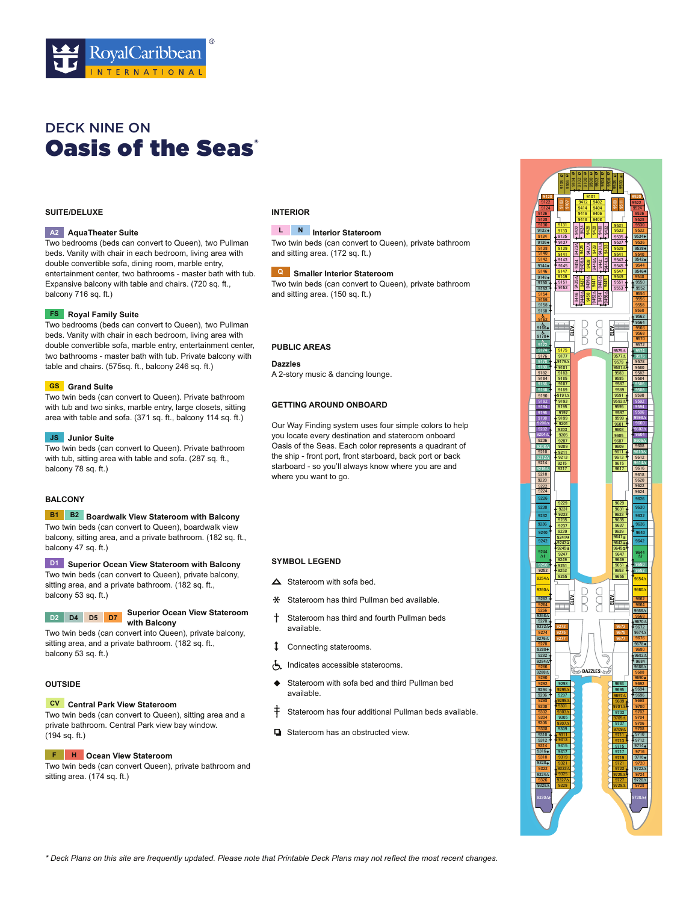# DECK NINE ON
# Oasis of the Seas®

## SUITE/DELUXE

**A2 AquaTheater Suite**
Two bedrooms (beds can convert to Queen), two Pullman beds. Vanity with chair in each bedroom, living area with double convertible sofa, dining room, marble entry, entertainment center, two bathrooms - master bath with tub. Expansive balcony with table and chairs. (720 sq. ft., balcony 716 sq. ft.)

**FS Royal Family Suite**
Two bedrooms (beds can convert to Queen), two Pullman beds. Vanity with chair in each bedroom, living area with double convertible sofa, marble entry, entertainment center, two bathrooms - master bath with tub. Private balcony with table and chairs. (575sq. ft., balcony 246 sq. ft.)

**GS Grand Suite**
Two twin beds (can convert to Queen). Private bathroom with tub and two sinks, marble entry, large closets, sitting area with table and sofa. (371 sq. ft., balcony 114 sq. ft.)

**JS Junior Suite**
Two twin beds (can convert to Queen). Private bathroom with tub, sitting area with table and sofa. (287 sq. ft., balcony 78 sq. ft.)

## BALCONY

**B1 B2 Boardwalk View Stateroom with Balcony**
Two twin beds (can convert to Queen), boardwalk view balcony, sitting area, and a private bathroom. (182 sq. ft., balcony 47 sq. ft.)

**D1 Superior Ocean View Stateroom with Balcony**
Two twin beds (can convert to Queen), private balcony, sitting area, and a private bathroom. (182 sq. ft., balcony 53 sq. ft.)

**D2 D4 D5 D7 Superior Ocean View Stateroom with Balcony**
Two twin beds (can convert into Queen), private balcony, sitting area, and a private bathroom. (182 sq. ft., balcony 53 sq. ft.)

## OUTSIDE

**CV Central Park View Stateroom**
Two twin beds (can convert to Queen), sitting area and a private bathroom. Central Park view bay window. (194 sq. ft.)

**F H Ocean View Stateroom**
Two twin beds (can convert Queen), private bathroom and sitting area. (174 sq. ft.)

## INTERIOR

**L N Interior Stateroom**
Two twin beds (can convert to Queen), private bathroom and sitting area. (172 sq. ft.)

**Q Smaller Interior Stateroom**
Two twin beds (can convert to Queen), private bathroom and sitting area. (150 sq. ft.)

## PUBLIC AREAS

**Dazzles**
A 2-story music & dancing lounge.

## GETTING AROUND ONBOARD

Our Way Finding system uses four simple colors to help you locate every destination and stateroom onboard Oasis of the Seas. Each color represents a quadrant of the ship - front port, front starboard, back port or back starboard - so you'll always know where you are and where you want to go.

## SYMBOL LEGEND

- △ Stateroom with sofa bed.
- ✻ Stateroom has third Pullman bed available.
- † Stateroom has third and fourth Pullman beds available.
- ↕ Connecting staterooms.
- ♿ Indicates accessible staterooms.
- ◆ Stateroom with sofa bed and third Pullman bed available.
- ‡ Stateroom has four additional Pullman beds available.
- ◘ Stateroom has an obstructed view.

*\* Deck Plans on this site are frequently updated. Please note that Printable Deck Plans may not reflect the most recent changes.*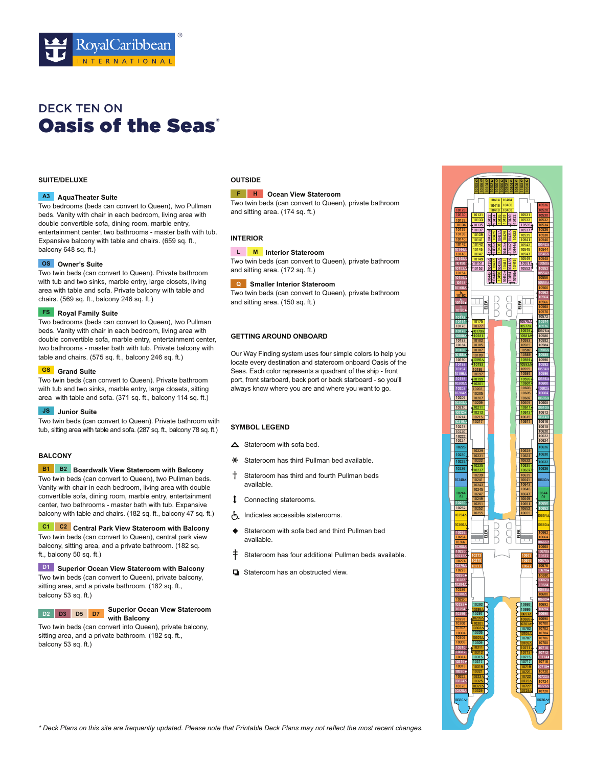# DECK TEN ON

# Oasis of the Seas®

## SUITE/DELUXE

**A3 AquaTheater Suite**
Two bedrooms (beds can convert to Queen), two Pullman beds. Vanity with chair in each bedroom, living area with double convertible sofa, dining room, marble entry, entertainment center, two bathrooms - master bath with tub. Expansive balcony with table and chairs. (659 sq. ft., balcony 648 sq. ft.)

**OS Owner's Suite**
Two twin beds (can convert to Queen). Private bathroom with tub and two sinks, marble entry, large closets, living area with table and sofa. Private balcony with table and chairs. (569 sq. ft., balcony 246 sq. ft.)

**FS Royal Family Suite**
Two bedrooms (beds can convert to Queen), two Pullman beds. Vanity with chair in each bedroom, living area with double convertible sofa, marble entry, entertainment center, two bathrooms - master bath with tub. Private balcony with table and chairs. (575 sq. ft., balcony 246 sq. ft.)

**GS Grand Suite**
Two twin beds (can convert to Queen). Private bathroom with tub and two sinks, marble entry, large closets, sitting area with table and sofa. (371 sq. ft., balcony 114 sq. ft.)

**JS Junior Suite**
Two twin beds (can convert to Queen). Private bathroom with tub, sitting area with table and sofa. (287 sq. ft., balcony 78 sq. ft.)

## BALCONY

**B1 B2 Boardwalk View Stateroom with Balcony**
Two twin beds (can convert to Queen), two Pullman beds. Vanity with chair in each bedroom, living area with double convertible sofa, dining room, marble entry, entertainment center, two bathrooms - master bath with tub. Expansive balcony with table and chairs. (182 sq. ft., balcony 47 sq. ft.)

**C1 C2 Central Park View Stateroom with Balcony**
Two twin beds (can convert to Queen), central park view balcony, sitting area, and a private bathroom. (182 sq. ft., balcony 50 sq. ft.)

**D1 Superior Ocean View Stateroom with Balcony**
Two twin beds (can convert to Queen), private balcony, sitting area, and a private bathroom. (182 sq. ft., balcony 53 sq. ft.)

**D2 D3 D5 D7 Superior Ocean View Stateroom with Balcony**
Two twin beds (can convert into Queen), private balcony, sitting area, and a private bathroom. (182 sq. ft., balcony 53 sq. ft.)

## OUTSIDE

**F H Ocean View Stateroom**
Two twin beds (can convert to Queen), private bathroom and sitting area. (174 sq. ft.)

## INTERIOR

**L M Interior Stateroom**
Two twin beds (can convert to Queen), private bathroom and sitting area. (172 sq. ft.)

**Q Smaller Interior Stateroom**
Two twin beds (can convert to Queen), private bathroom and sitting area. (150 sq. ft.)

## GETTING AROUND ONBOARD

Our Way Finding system uses four simple colors to help you locate every destination and stateroom onboard Oasis of the Seas. Each color represents a quadrant of the ship - front port, front starboard, back port or back starboard - so you'll always know where you are and where you want to go.

## SYMBOL LEGEND

- △ Stateroom with sofa bed.
- ✱ Stateroom has third Pullman bed available.
- † Stateroom has third and fourth Pullman beds available.
- ↕ Connecting staterooms.
- ♿ Indicates accessible staterooms.
- ◆ Stateroom with sofa bed and third Pullman bed available.
- ‡ Stateroom has four additional Pullman beds available.
- ◘ Stateroom has an obstructed view.

*\* Deck Plans on this site are frequently updated. Please note that Printable Deck Plans may not reflect the most recent changes.*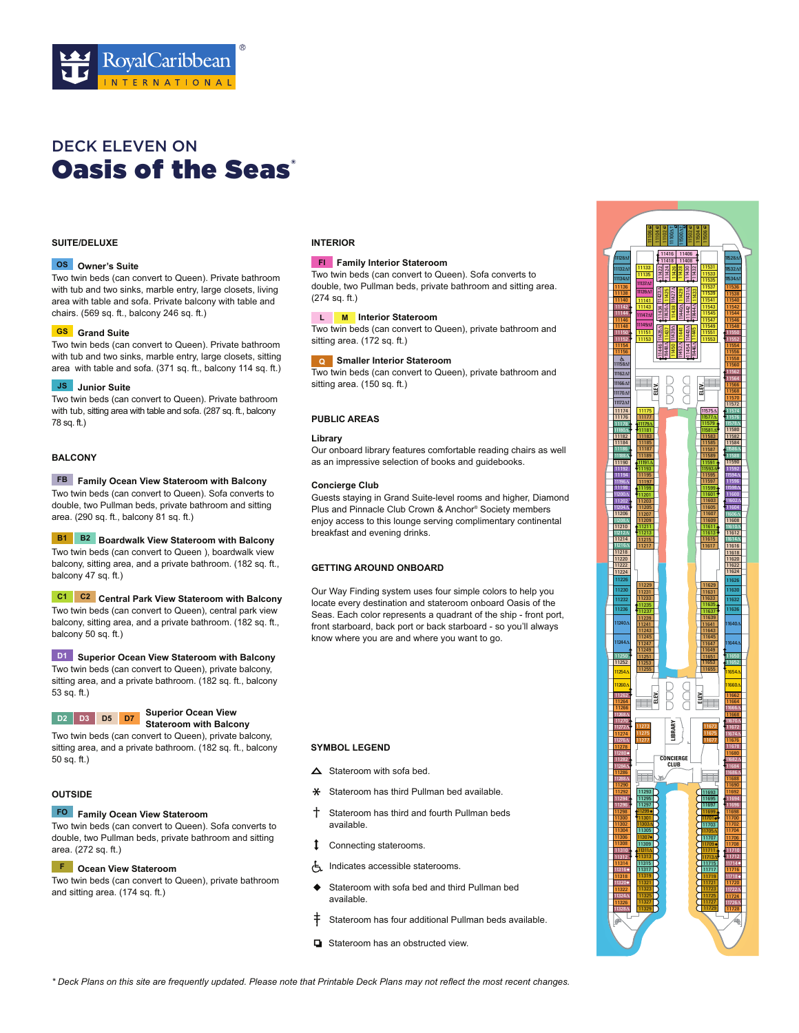# DECK ELEVEN ON
# Oasis of the Seas®

## SUITE/DELUXE

**OS Owner's Suite**
Two twin beds (can convert to Queen). Private bathroom with tub and two sinks, marble entry, large closets, living area with table and sofa. Private balcony with table and chairs. (569 sq. ft., balcony 246 sq. ft.)

**GS Grand Suite**
Two twin beds (can convert to Queen). Private bathroom with tub and two sinks, marble entry, large closets, sitting area with table and sofa. (371 sq. ft., balcony 114 sq. ft.)

**JS Junior Suite**
Two twin beds (can convert to Queen). Private bathroom with tub, sitting area with table and sofa. (287 sq. ft., balcony 78 sq. ft.)

## BALCONY

**FB Family Ocean View Stateroom with Balcony**
Two twin beds (can convert to Queen). Sofa converts to double, two Pullman beds, private bathroom and sitting area. (290 sq. ft., balcony 81 sq. ft.)

**B1 B2 Boardwalk View Stateroom with Balcony**
Two twin beds (can convert to Queen ), boardwalk view balcony, sitting area, and a private bathroom. (182 sq. ft., balcony 47 sq. ft.)

**C1 C2 Central Park View Stateroom with Balcony**
Two twin beds (can convert to Queen), central park view balcony, sitting area, and a private bathroom. (182 sq. ft., balcony 50 sq. ft.)

**D1 Superior Ocean View Stateroom with Balcony**
Two twin beds (can convert to Queen), private balcony, sitting area, and a private bathroom. (182 sq. ft., balcony 53 sq. ft.)

**D2 D3 D5 D7 Superior Ocean View Stateroom with Balcony**
Two twin beds (can convert to Queen), private balcony, sitting area, and a private bathroom. (182 sq. ft., balcony 50 sq. ft.)

## OUTSIDE

**FO Family Ocean View Stateroom**
Two twin beds (can convert to Queen). Sofa converts to double, two Pullman beds, private bathroom and sitting area. (272 sq. ft.)

**F Ocean View Stateroom**
Two twin beds (can convert to Queen), private bathroom and sitting area. (174 sq. ft.)

## INTERIOR

**FI Family Interior Stateroom**
Two twin beds (can convert to Queen). Sofa converts to double, two Pullman beds, private bathroom and sitting area. (274 sq. ft.)

**L M Interior Stateroom**
Two twin beds (can convert to Queen), private bathroom and sitting area. (172 sq. ft.)

**Q Smaller Interior Stateroom**
Two twin beds (can convert to Queen), private bathroom and sitting area. (150 sq. ft.)

## PUBLIC AREAS

**Library**
Our onboard library features comfortable reading chairs as well as an impressive selection of books and guidebooks.

**Concierge Club**
Guests staying in Grand Suite-level rooms and higher, Diamond Plus and Pinnacle Club Crown & Anchor® Society members enjoy access to this lounge serving complimentary continental breakfast and evening drinks.

## GETTING AROUND ONBOARD

Our Way Finding system uses four simple colors to help you locate every destination and stateroom onboard Oasis of the Seas. Each color represents a quadrant of the ship - front port, front starboard, back port or back starboard - so you'll always know where you are and where you want to go.

## SYMBOL LEGEND

- △ Stateroom with sofa bed.
- ✻ Stateroom has third Pullman bed available.
- † Stateroom has third and fourth Pullman beds available.
- ↕ Connecting staterooms.
- ♿ Indicates accessible staterooms.
- ◆ Stateroom with sofa bed and third Pullman bed available.
- ǂ Stateroom has four additional Pullman beds available.
- ◘ Stateroom has an obstructed view.

*\* Deck Plans on this site are frequently updated. Please note that Printable Deck Plans may not reflect the most recent changes.*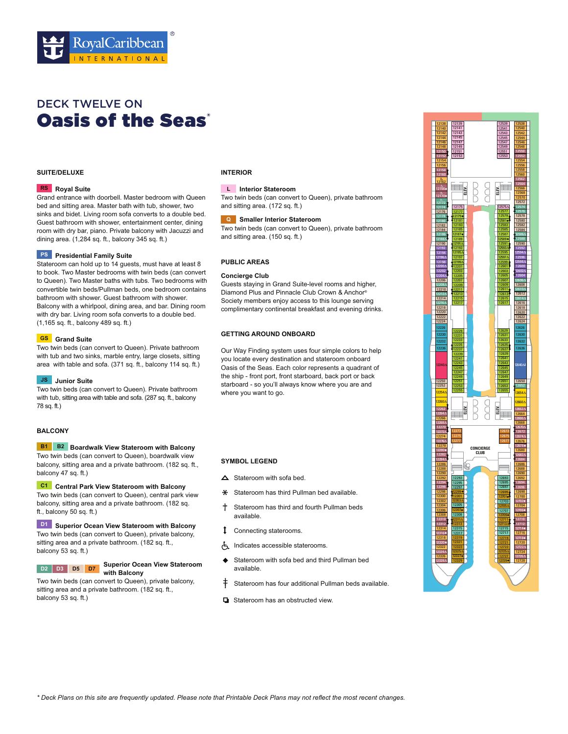# DECK TWELVE ON

# Oasis of the Seas®

## SUITE/DELUXE

**RS** **Royal Suite**
Grand entrance with doorbell. Master bedroom with Queen bed and sitting area. Master bath with tub, shower, two sinks and bidet. Living room sofa converts to a double bed. Guest bathroom with shower, entertainment center, dining room with dry bar, piano. Private balcony with Jacuzzi and dining area. (1,284 sq. ft., balcony 345 sq. ft.)

**PS** **Presidential Family Suite**
Stateroom can hold up to 14 guests, must have at least 8 to book. Two Master bedrooms with twin beds (can convert to Queen). Two Master baths with tubs. Two bedrooms with convertible twin beds/Pullman beds, one bedroom contains bathroom with shower. Guest bathroom with shower. Balcony with a whirlpool, dining area, and bar. Dining room with dry bar. Living room sofa converts to a double bed. (1,165 sq. ft., balcony 489 sq. ft.)

**GS** **Grand Suite**
Two twin beds (can convert to Queen). Private bathroom with tub and two sinks, marble entry, large closets, sitting area with table and sofa. (371 sq. ft., balcony 114 sq. ft.)

**JS** **Junior Suite**
Two twin beds (can convert to Queen). Private bathroom with tub, sitting area with table and sofa. (287 sq. ft., balcony 78 sq. ft.)

## BALCONY

**B1** **B2** **Boardwalk View Stateroom with Balcony**
Two twin beds (can convert to Queen), boardwalk view balcony, sitting area and a private bathroom. (182 sq. ft., balcony 47 sq. ft.)

**C1** **Central Park View Stateroom with Balcony**
Two twin beds (can convert to Queen), central park view balcony, sitting area and a private bathroom. (182 sq. ft., balcony 50 sq. ft.)

**D1** **Superior Ocean View Stateroom with Balcony**
Two twin beds (can convert to Queen), private balcony, sitting area and a private bathroom. (182 sq. ft., balcony 53 sq. ft.)

**D2** **D3** **D5** **D7** **Superior Ocean View Stateroom with Balcony**
Two twin beds (can convert to Queen), private balcony, sitting area and a private bathroom. (182 sq. ft., balcony 53 sq. ft.)

## INTERIOR

**L** **Interior Stateroom**
Two twin beds (can convert to Queen), private bathroom and sitting area. (172 sq. ft.)

**Q** **Smaller Interior Stateroom**
Two twin beds (can convert to Queen), private bathroom and sitting area. (150 sq. ft.)

## PUBLIC AREAS

**Concierge Club**
Guests staying in Grand Suite-level rooms and higher, Diamond Plus and Pinnacle Club Crown & Anchor® Society members enjoy access to this lounge serving complimentary continental breakfast and evening drinks.

## GETTING AROUND ONBOARD

Our Way Finding system uses four simple colors to help you locate every destination and stateroom onboard Oasis of the Seas. Each color represents a quadrant of the ship - front port, front starboard, back port or back starboard - so you'll always know where you are and where you want to go.

## SYMBOL LEGEND

- △ Stateroom with sofa bed.
- ✳ Stateroom has third Pullman bed available.
- † Stateroom has third and fourth Pullman beds available.
- ↕ Connecting staterooms.
- ♿ Indicates accessible staterooms.
- ◆ Stateroom with sofa bed and third Pullman bed available.
- ‡ Stateroom has four additional Pullman beds available.
- ◘ Stateroom has an obstructed view.

*\* Deck Plans on this site are frequently updated. Please note that Printable Deck Plans may not reflect the most recent changes.*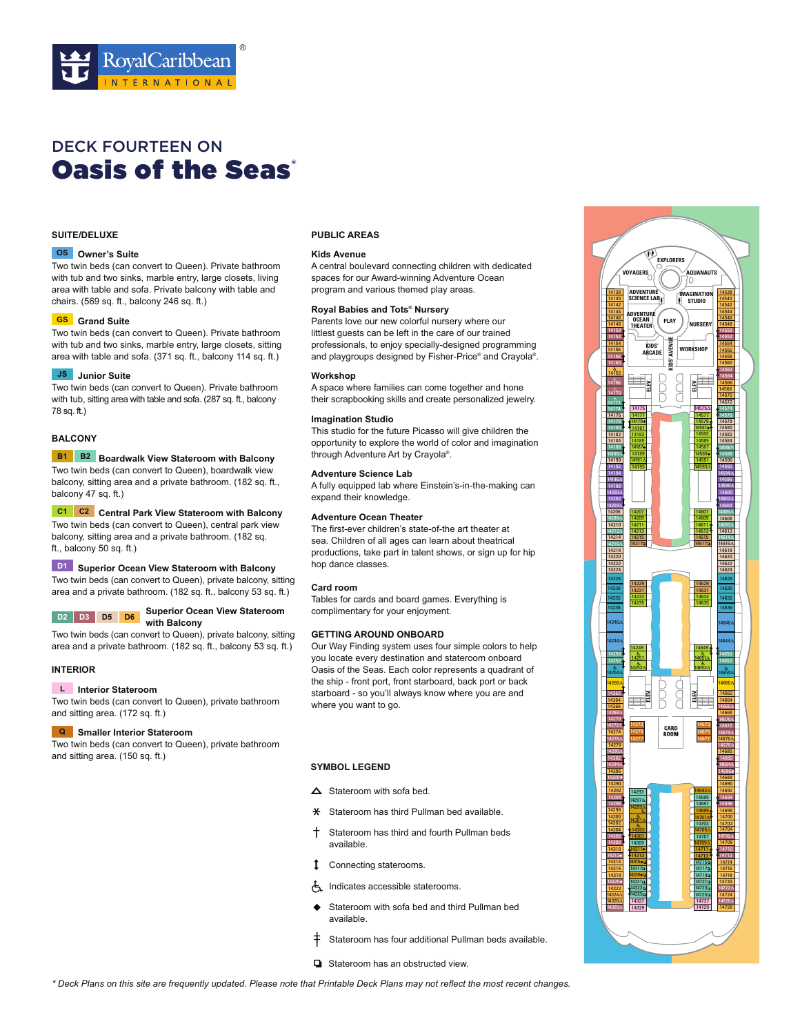# DECK FOURTEEN ON
# Oasis of the Seas®

## SUITE/DELUXE

**OS Owner's Suite**
Two twin beds (can convert to Queen). Private bathroom with tub and two sinks, marble entry, large closets, living area with table and sofa. Private balcony with table and chairs. (569 sq. ft., balcony 246 sq. ft.)

**GS Grand Suite**
Two twin beds (can convert to Queen). Private bathroom with tub and two sinks, marble entry, large closets, sitting area with table and sofa. (371 sq. ft., balcony 114 sq. ft.)

**JS Junior Suite**
Two twin beds (can convert to Queen). Private bathroom with tub, sitting area with table and sofa. (287 sq. ft., balcony 78 sq. ft.)

## BALCONY

**B1 B2 Boardwalk View Stateroom with Balcony**
Two twin beds (can convert to Queen), boardwalk view balcony, sitting area and a private bathroom. (182 sq. ft., balcony 47 sq. ft.)

**C1 C2 Central Park View Stateroom with Balcony**
Two twin beds (can convert to Queen), central park view balcony, sitting area and a private bathroom. (182 sq. ft., balcony 50 sq. ft.)

**D1 Superior Ocean View Stateroom with Balcony**
Two twin beds (can convert to Queen), private balcony, sitting area and a private bathroom. (182 sq. ft., balcony 53 sq. ft.)

**D2 D3 D5 D6 Superior Ocean View Stateroom with Balcony**
Two twin beds (can convert to Queen), private balcony, sitting area and a private bathroom. (182 sq. ft., balcony 53 sq. ft.)

## INTERIOR

**L Interior Stateroom**
Two twin beds (can convert to Queen), private bathroom and sitting area. (172 sq. ft.)

**Q Smaller Interior Stateroom**
Two twin beds (can convert to Queen), private bathroom and sitting area. (150 sq. ft.)

## PUBLIC AREAS

**Kids Avenue**
A central boulevard connecting children with dedicated spaces for our Award-winning Adventure Ocean program and various themed play areas.

**Royal Babies and Tots® Nursery**
Parents love our new colorful nursery where our littlest guests can be left in the care of our trained professionals, to enjoy specially-designed programming and playgroups designed by Fisher-Price® and Crayola®.

**Workshop**
A space where families can come together and hone their scrapbooking skills and create personalized jewelry.

**Imagination Studio**
This studio for the future Picasso will give children the opportunity to explore the world of color and imagination through Adventure Art by Crayola®.

**Adventure Science Lab**
A fully equipped lab where Einstein's-in-the-making can expand their knowledge.

**Adventure Ocean Theater**
The first-ever children's state-of-the art theater at sea. Children of all ages can learn about theatrical productions, take part in talent shows, or sign up for hip hop dance classes.

**Card room**
Tables for cards and board games. Everything is complimentary for your enjoyment.

## GETTING AROUND ONBOARD

Our Way Finding system uses four simple colors to help you locate every destination and stateroom onboard Oasis of the Seas. Each color represents a quadrant of the ship - front port, front starboard, back port or back starboard - so you'll always know where you are and where you want to go.

## SYMBOL LEGEND

- △ Stateroom with sofa bed.
- ✱ Stateroom has third Pullman bed available.
- † Stateroom has third and fourth Pullman beds available.
- ↕ Connecting staterooms.
- ♿ Indicates accessible staterooms.
- ◆ Stateroom with sofa bed and third Pullman bed available.
- ‡ Stateroom has four additional Pullman beds available.
- ◘ Stateroom has an obstructed view.

*\* Deck Plans on this site are frequently updated. Please note that Printable Deck Plans may not reflect the most recent changes.*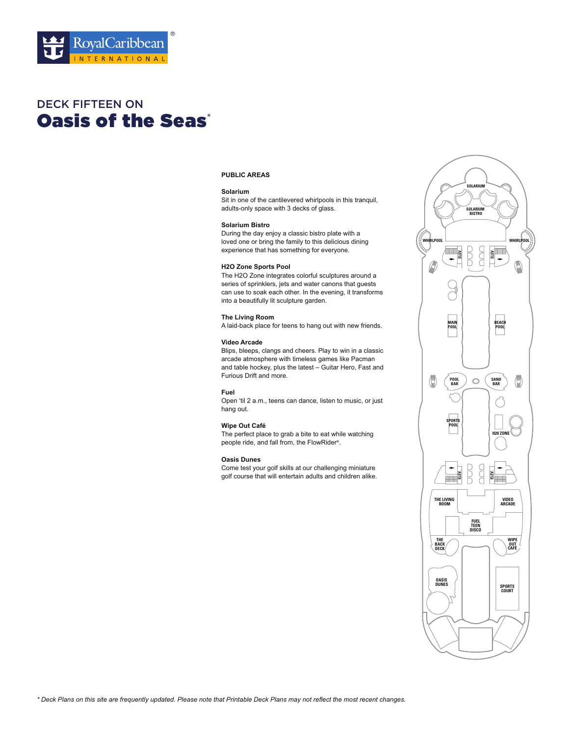# DECK FIFTEEN ON

# Oasis of the Seas®

### PUBLIC AREAS

**Solarium**
Sit in one of the cantilevered whirlpools in this tranquil, adults-only space with 3 decks of glass.

**Solarium Bistro**
During the day enjoy a classic bistro plate with a loved one or bring the family to this delicious dining experience that has something for everyone.

**H2O Zone Sports Pool**
The H2O Zone integrates colorful sculptures around a series of sprinklers, jets and water canons that guests can use to soak each other. In the evening, it transforms into a beautifully lit sculpture garden.

**The Living Room**
A laid-back place for teens to hang out with new friends.

**Video Arcade**
Blips, bleeps, clangs and cheers. Play to win in a classic arcade atmosphere with timeless games like Pacman and table hockey, plus the latest – Guitar Hero, Fast and Furious Drift and more.

**Fuel**
Open 'til 2 a.m., teens can dance, listen to music, or just hang out.

**Wipe Out Café**
The perfect place to grab a bite to eat while watching people ride, and fall from, the FlowRider®.

**Oasis Dunes**
Come test your golf skills at our challenging miniature golf course that will entertain adults and children alike.

SOLARIUM
SOLARIUM BISTRO
WHIRLPOOL
WHIRLPOOL
ELEV
ELEV
MAIN POOL
BEACH POOL
POOL BAR
SAND BAR
SPORTS POOL
H2O ZONE
ELEV
ELEV
THE LIVING ROOM
VIDEO ARCADE
FUEL TEEN DISCO
THE BACK DECK
WIPE OUT CAFE
OASIS DUNES
SPORTS COURT

*\* Deck Plans on this site are frequently updated. Please note that Printable Deck Plans may not reflect the most recent changes.*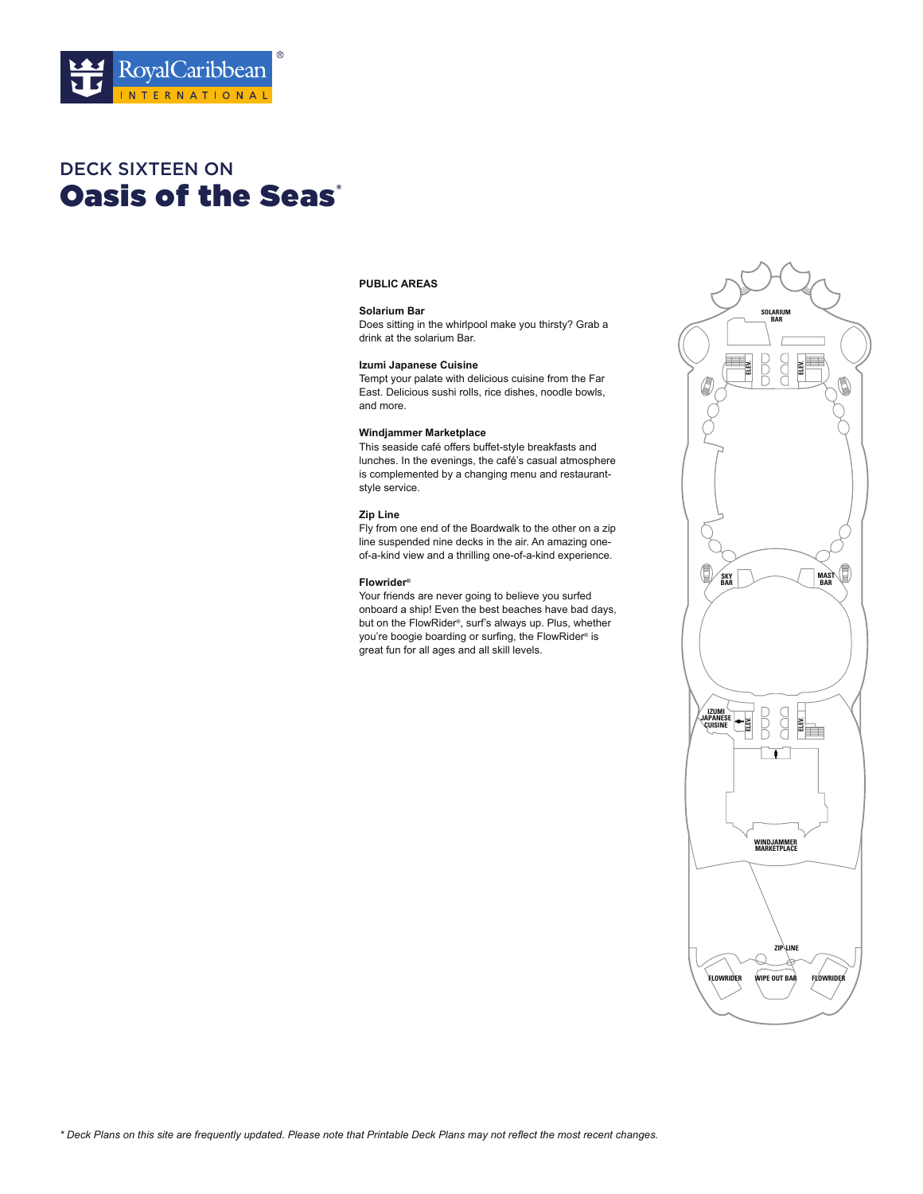# DECK SIXTEEN ON

## Oasis of the Seas®

### PUBLIC AREAS

**Solarium Bar**
Does sitting in the whirlpool make you thirsty? Grab a drink at the solarium Bar.

**Izumi Japanese Cuisine**
Tempt your palate with delicious cuisine from the Far East. Delicious sushi rolls, rice dishes, noodle bowls, and more.

**Windjammer Marketplace**
This seaside café offers buffet-style breakfasts and lunches. In the evenings, the café's casual atmosphere is complemented by a changing menu and restaurant-style service.

**Zip Line**
Fly from one end of the Boardwalk to the other on a zip line suspended nine decks in the air. An amazing one-of-a-kind view and a thrilling one-of-a-kind experience.

**Flowrider®**
Your friends are never going to believe you surfed onboard a ship! Even the best beaches have bad days, but on the FlowRider®, surf's always up. Plus, whether you're boogie boarding or surfing, the FlowRider® is great fun for all ages and all skill levels.

SOLARIUM BAR

ELEV.

ELEV.

SKY BAR

MAST BAR

IZUMI JAPANESE CUISINE

ELEV.

ELEV.

WINDJAMMER MARKETPLACE

ZIP-LINE

FLOWRIDER

WIPE OUT BAR

FLOWRIDER

*\* Deck Plans on this site are frequently updated. Please note that Printable Deck Plans may not reflect the most recent changes.*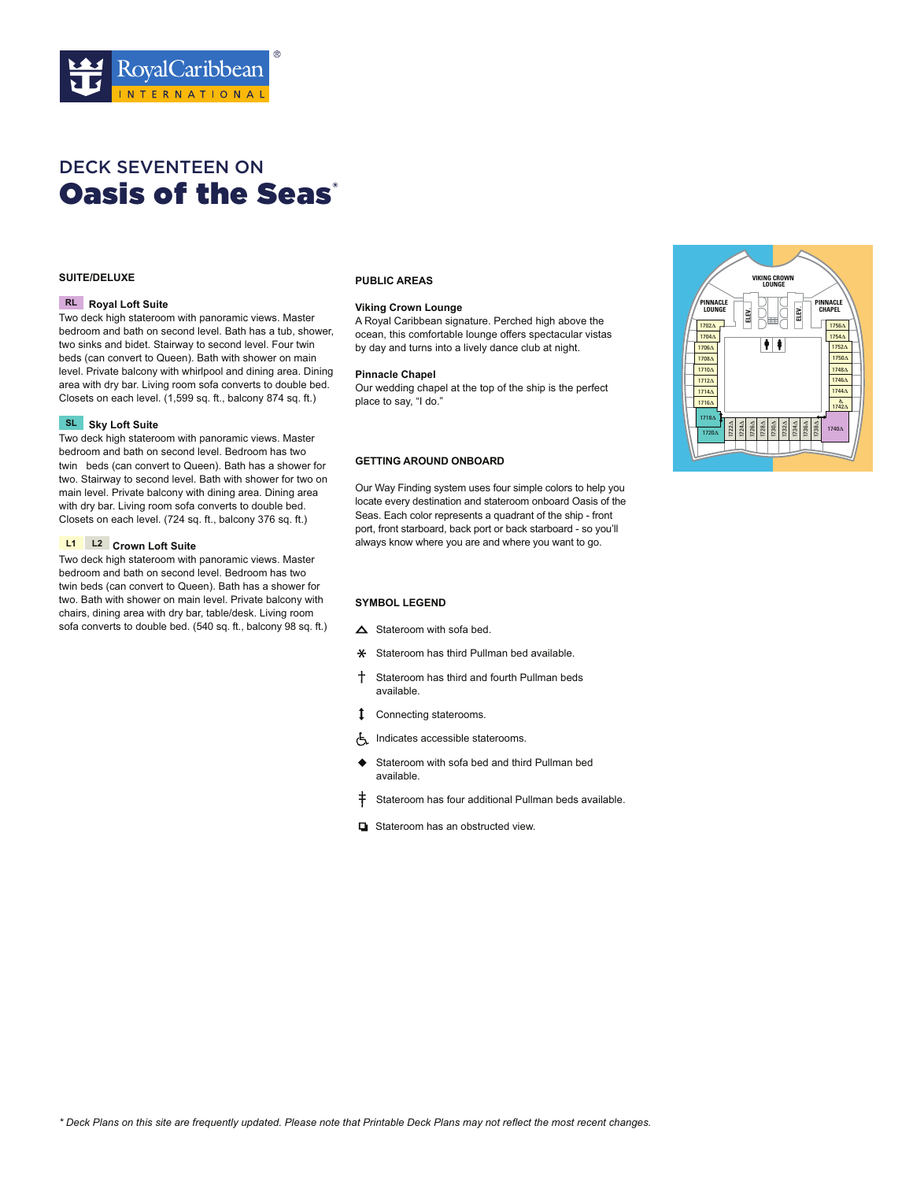# DECK SEVENTEEN ON

# Oasis of the Seas®

## SUITE/DELUXE

**RL** **Royal Loft Suite**

Two deck high stateroom with panoramic views. Master bedroom and bath on second level. Bath has a tub, shower, two sinks and bidet. Stairway to second level. Four twin beds (can convert to Queen). Bath with shower on main level. Private balcony with whirlpool and dining area. Dining area with dry bar. Living room sofa converts to double bed. Closets on each level. (1,599 sq. ft., balcony 874 sq. ft.)

**SL** **Sky Loft Suite**

Two deck high stateroom with panoramic views. Master bedroom and bath on second level. Bedroom has two twin beds (can convert to Queen). Bath has a shower for two. Stairway to second level. Bath with shower for two on main level. Private balcony with dining area. Dining area with dry bar. Living room sofa converts to double bed. Closets on each level. (724 sq. ft., balcony 376 sq. ft.)

**L1** **L2** **Crown Loft Suite**

Two deck high stateroom with panoramic views. Master bedroom and bath on second level. Bedroom has two twin beds (can convert to Queen). Bath has a shower for two. Bath with shower on main level. Private balcony with chairs, dining area with dry bar, table/desk. Living room sofa converts to double bed. (540 sq. ft., balcony 98 sq. ft.)

## PUBLIC AREAS

**Viking Crown Lounge**

A Royal Caribbean signature. Perched high above the ocean, this comfortable lounge offers spectacular vistas by day and turns into a lively dance club at night.

**Pinnacle Chapel**

Our wedding chapel at the top of the ship is the perfect place to say, "I do."

## GETTING AROUND ONBOARD

Our Way Finding system uses four simple colors to help you locate every destination and stateroom onboard Oasis of the Seas. Each color represents a quadrant of the ship - front port, front starboard, back port or back starboard - so you'll always know where you are and where you want to go.

## SYMBOL LEGEND

- △ Stateroom with sofa bed.
- ⁎ Stateroom has third Pullman bed available.
- † Stateroom has third and fourth Pullman beds available.
- ↕ Connecting staterooms.
- ♿ Indicates accessible staterooms.
- ◆ Stateroom with sofa bed and third Pullman bed available.
- ǂ Stateroom has four additional Pullman beds available.
- ◘ Stateroom has an obstructed view.

VIKING CROWN LOUNGE · PINNACLE LOUNGE · PINNACLE CHAPEL · ELEV. · ELEV.

1702△ · 1704△ · 1706△ · 1708△ · 1710△ · 1712△ · 1714△ · 1716△ · 1718△ · 1720△ · 1722△ · 1724△ · 1726△ · 1728△ · 1730△ · 1732△ · 1734△ · 1736△ · 1738△ · 1740△ · 1742△ · 1744△ · 1746△ · 1748△ · 1750△ · 1752△ · 1754△ · 1756△

*\* Deck Plans on this site are frequently updated. Please note that Printable Deck Plans may not reflect the most recent changes.*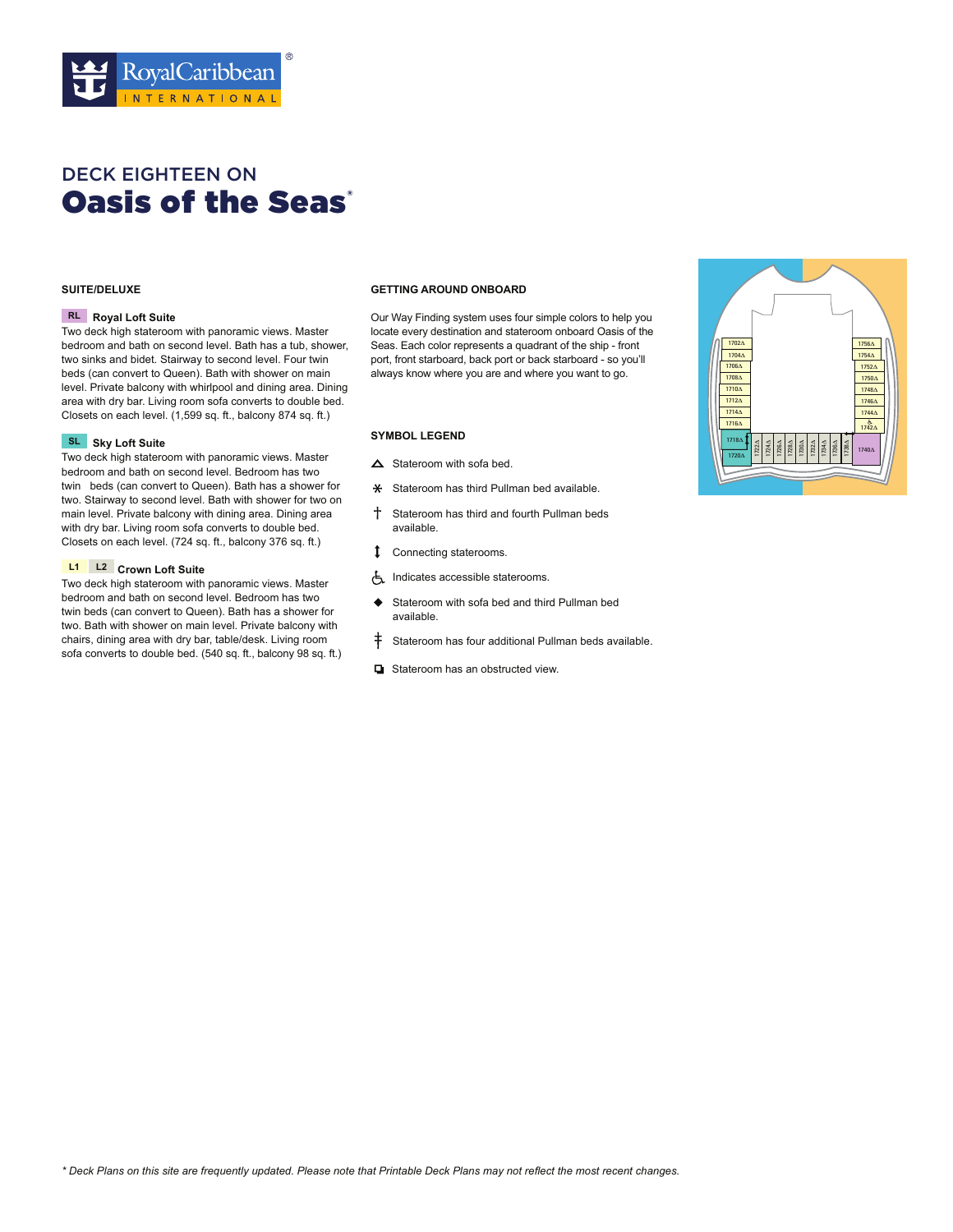# DECK EIGHTEEN ON

# Oasis of the Seas®

## SUITE/DELUXE

**RL** **Royal Loft Suite**

Two deck high stateroom with panoramic views. Master bedroom and bath on second level. Bath has a tub, shower, two sinks and bidet. Stairway to second level. Four twin beds (can convert to Queen). Bath with shower on main level. Private balcony with whirlpool and dining area. Dining area with dry bar. Living room sofa converts to double bed. Closets on each level. (1,599 sq. ft., balcony 874 sq. ft.)

**SL** **Sky Loft Suite**

Two deck high stateroom with panoramic views. Master bedroom and bath on second level. Bedroom has two twin beds (can convert to Queen). Bath has a shower for two. Stairway to second level. Bath with shower for two on main level. Private balcony with dining area. Dining area with dry bar. Living room sofa converts to double bed. Closets on each level. (724 sq. ft., balcony 376 sq. ft.)

**L1** **L2** **Crown Loft Suite**

Two deck high stateroom with panoramic views. Master bedroom and bath on second level. Bedroom has two twin beds (can convert to Queen). Bath has a shower for two. Bath with shower on main level. Private balcony with chairs, dining area with dry bar, table/desk. Living room sofa converts to double bed. (540 sq. ft., balcony 98 sq. ft.)

## GETTING AROUND ONBOARD

Our Way Finding system uses four simple colors to help you locate every destination and stateroom onboard Oasis of the Seas. Each color represents a quadrant of the ship - front port, front starboard, back port or back starboard - so you'll always know where you are and where you want to go.

## SYMBOL LEGEND

- △ Stateroom with sofa bed.
- ✱ Stateroom has third Pullman bed available.
- † Stateroom has third and fourth Pullman beds available.
- ↕ Connecting staterooms.
- ♿ Indicates accessible staterooms.
- ◆ Stateroom with sofa bed and third Pullman bed available.
- ǂ Stateroom has four additional Pullman beds available.
- ◘ Stateroom has an obstructed view.

1702△
1704△
1706△
1708△
1710△
1712△
1714△
1716△
1718△
1720△
1722△
1724△
1726△
1728△
1730△
1732△
1734△
1736△
1738△
1740△
1742△
1744△
1746△
1748△
1750△
1752△
1754△
1756△

*\* Deck Plans on this site are frequently updated. Please note that Printable Deck Plans may not reflect the most recent changes.*